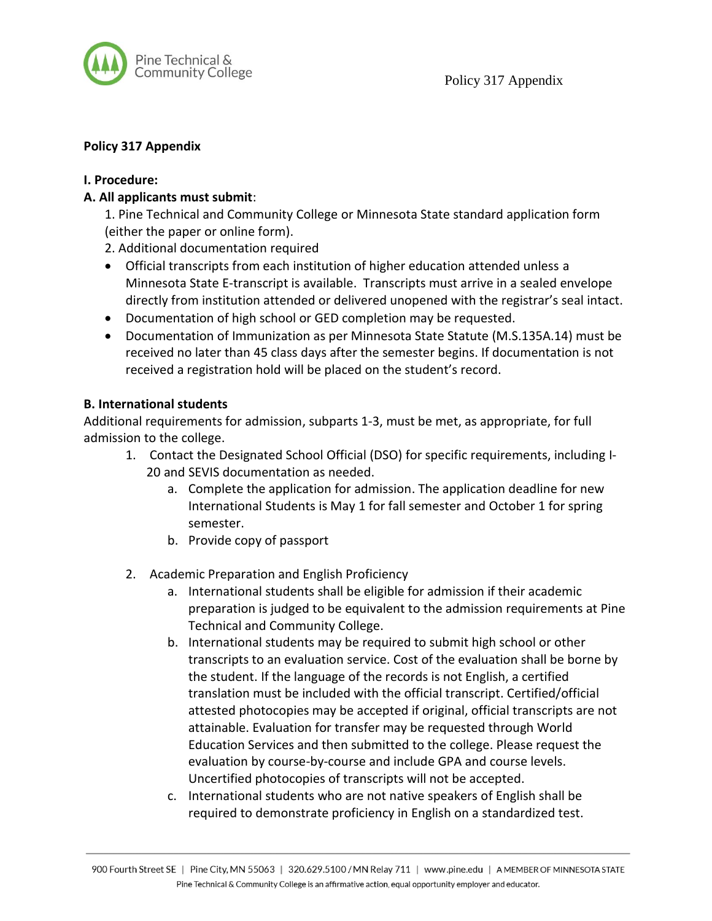**Policy 317 Appendix**

**I. Procedure:**

**A. All applicants must submit**:

1. Pine Technical and Community College or Minnesota State standard application form (either the paper or online form).
2. Additional documentation required

- Official transcripts from each institution of higher education attended unless a Minnesota State E-transcript is available. Transcripts must arrive in a sealed envelope directly from institution attended or delivered unopened with the registrar's seal intact.
- Documentation of high school or GED completion may be requested.
- Documentation of Immunization as per Minnesota State Statute (M.S.135A.14) must be received no later than 45 class days after the semester begins. If documentation is not received a registration hold will be placed on the student's record.

**B. International students**

Additional requirements for admission, subparts 1-3, must be met, as appropriate, for full admission to the college.

1. Contact the Designated School Official (DSO) for specific requirements, including I-20 and SEVIS documentation as needed.
   a. Complete the application for admission. The application deadline for new International Students is May 1 for fall semester and October 1 for spring semester.
   b. Provide copy of passport

2. Academic Preparation and English Proficiency
   a. International students shall be eligible for admission if their academic preparation is judged to be equivalent to the admission requirements at Pine Technical and Community College.
   b. International students may be required to submit high school or other transcripts to an evaluation service. Cost of the evaluation shall be borne by the student. If the language of the records is not English, a certified translation must be included with the official transcript. Certified/official attested photocopies may be accepted if original, official transcripts are not attainable. Evaluation for transfer may be requested through World Education Services and then submitted to the college. Please request the evaluation by course-by-course and include GPA and course levels. Uncertified photocopies of transcripts will not be accepted.
   c. International students who are not native speakers of English shall be required to demonstrate proficiency in English on a standardized test.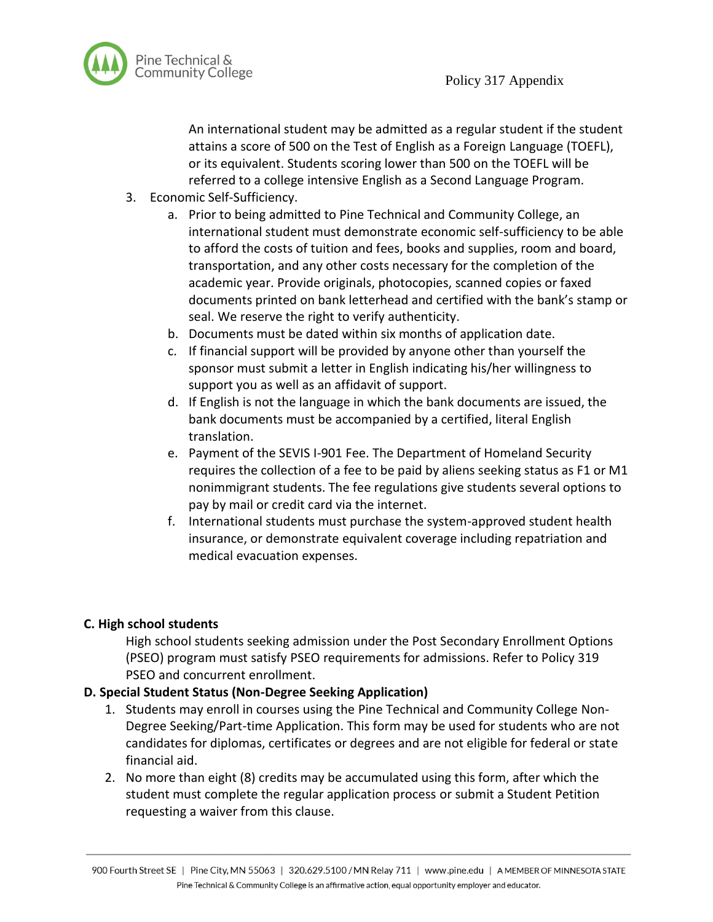An international student may be admitted as a regular student if the student attains a score of 500 on the Test of English as a Foreign Language (TOEFL), or its equivalent. Students scoring lower than 500 on the TOEFL will be referred to a college intensive English as a Second Language Program.

3. Economic Self-Sufficiency.
   a. Prior to being admitted to Pine Technical and Community College, an international student must demonstrate economic self-sufficiency to be able to afford the costs of tuition and fees, books and supplies, room and board, transportation, and any other costs necessary for the completion of the academic year. Provide originals, photocopies, scanned copies or faxed documents printed on bank letterhead and certified with the bank's stamp or seal. We reserve the right to verify authenticity.
   b. Documents must be dated within six months of application date.
   c. If financial support will be provided by anyone other than yourself the sponsor must submit a letter in English indicating his/her willingness to support you as well as an affidavit of support.
   d. If English is not the language in which the bank documents are issued, the bank documents must be accompanied by a certified, literal English translation.
   e. Payment of the SEVIS I-901 Fee. The Department of Homeland Security requires the collection of a fee to be paid by aliens seeking status as F1 or M1 nonimmigrant students. The fee regulations give students several options to pay by mail or credit card via the internet.
   f. International students must purchase the system-approved student health insurance, or demonstrate equivalent coverage including repatriation and medical evacuation expenses.

**C. High school students**

High school students seeking admission under the Post Secondary Enrollment Options (PSEO) program must satisfy PSEO requirements for admissions. Refer to Policy 319 PSEO and concurrent enrollment.

**D. Special Student Status (Non-Degree Seeking Application)**

1. Students may enroll in courses using the Pine Technical and Community College Non-Degree Seeking/Part-time Application. This form may be used for students who are not candidates for diplomas, certificates or degrees and are not eligible for federal or state financial aid.
2. No more than eight (8) credits may be accumulated using this form, after which the student must complete the regular application process or submit a Student Petition requesting a waiver from this clause.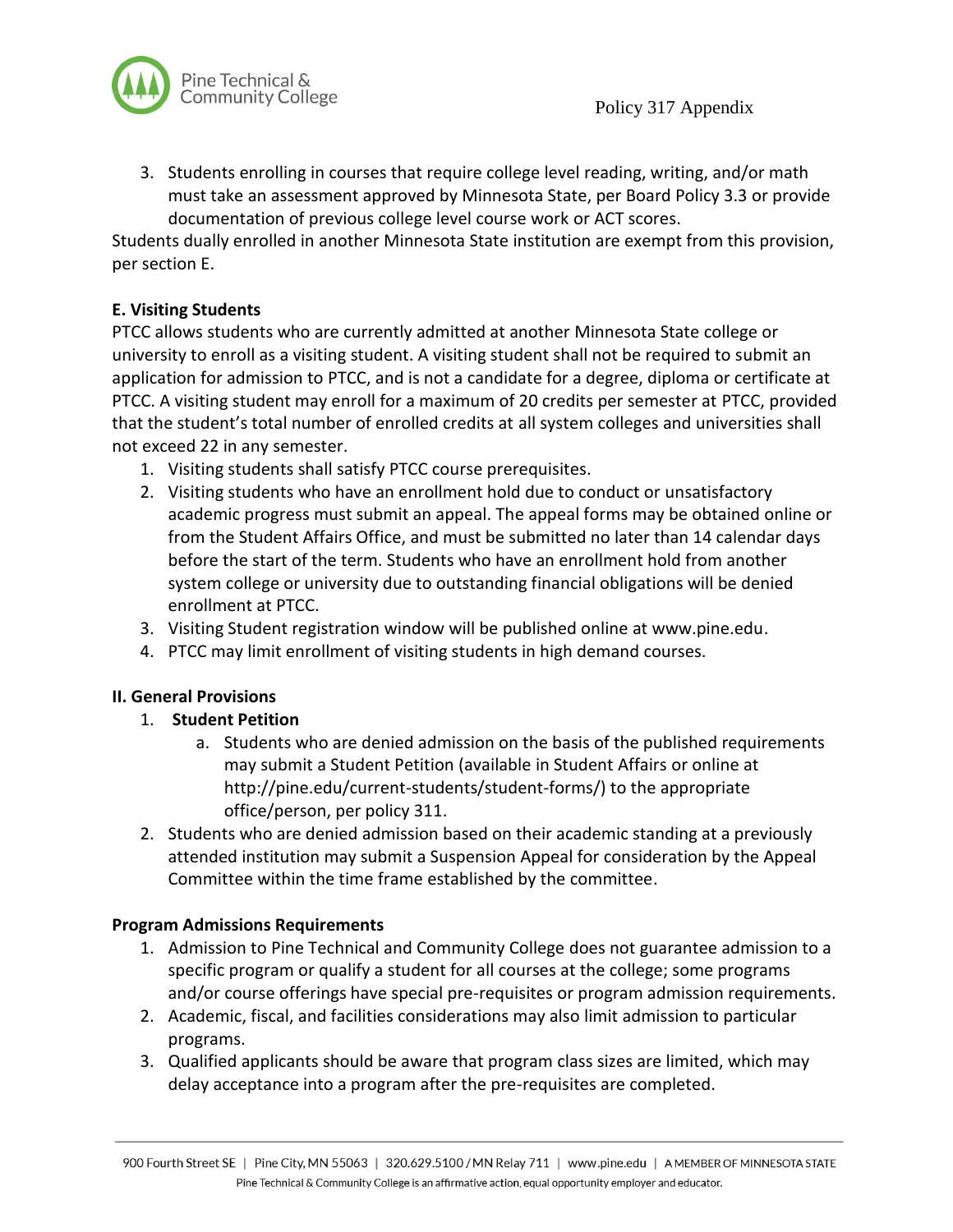3. Students enrolling in courses that require college level reading, writing, and/or math must take an assessment approved by Minnesota State, per Board Policy 3.3 or provide documentation of previous college level course work or ACT scores.

Students dually enrolled in another Minnesota State institution are exempt from this provision, per section E.

**E. Visiting Students**

PTCC allows students who are currently admitted at another Minnesota State college or university to enroll as a visiting student. A visiting student shall not be required to submit an application for admission to PTCC, and is not a candidate for a degree, diploma or certificate at PTCC. A visiting student may enroll for a maximum of 20 credits per semester at PTCC, provided that the student's total number of enrolled credits at all system colleges and universities shall not exceed 22 in any semester.

1. Visiting students shall satisfy PTCC course prerequisites.
2. Visiting students who have an enrollment hold due to conduct or unsatisfactory academic progress must submit an appeal. The appeal forms may be obtained online or from the Student Affairs Office, and must be submitted no later than 14 calendar days before the start of the term. Students who have an enrollment hold from another system college or university due to outstanding financial obligations will be denied enrollment at PTCC.
3. Visiting Student registration window will be published online at www.pine.edu.
4. PTCC may limit enrollment of visiting students in high demand courses.

**II. General Provisions**

1. **Student Petition**
   a. Students who are denied admission on the basis of the published requirements may submit a Student Petition (available in Student Affairs or online at http://pine.edu/current-students/student-forms/) to the appropriate office/person, per policy 311.
2. Students who are denied admission based on their academic standing at a previously attended institution may submit a Suspension Appeal for consideration by the Appeal Committee within the time frame established by the committee.

**Program Admissions Requirements**

1. Admission to Pine Technical and Community College does not guarantee admission to a specific program or qualify a student for all courses at the college; some programs and/or course offerings have special pre-requisites or program admission requirements.
2. Academic, fiscal, and facilities considerations may also limit admission to particular programs.
3. Qualified applicants should be aware that program class sizes are limited, which may delay acceptance into a program after the pre-requisites are completed.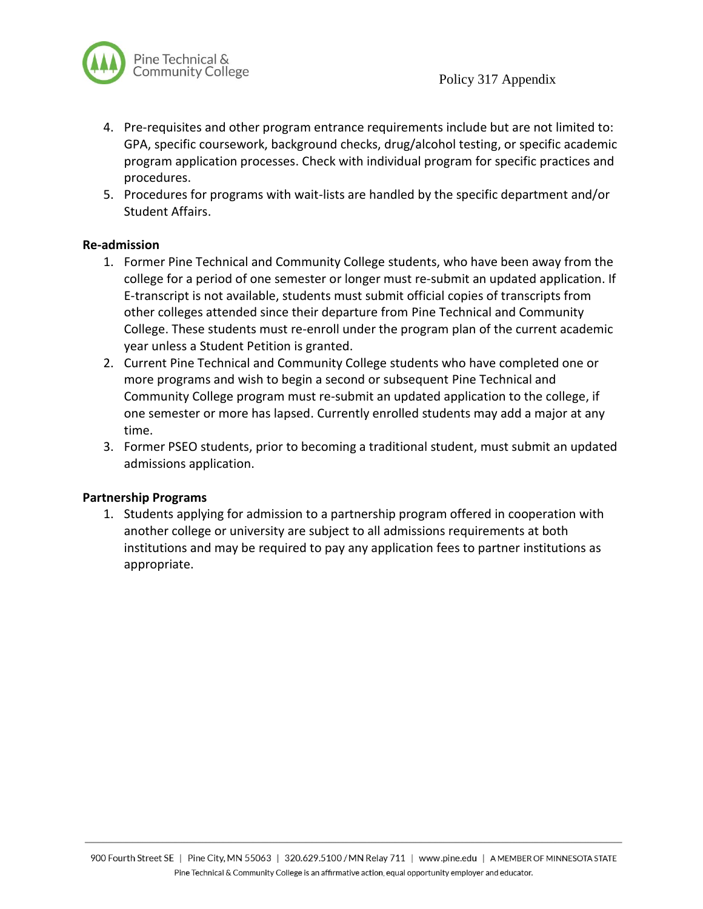4. Pre-requisites and other program entrance requirements include but are not limited to: GPA, specific coursework, background checks, drug/alcohol testing, or specific academic program application processes. Check with individual program for specific practices and procedures.
5. Procedures for programs with wait-lists are handled by the specific department and/or Student Affairs.

**Re-admission**

1. Former Pine Technical and Community College students, who have been away from the college for a period of one semester or longer must re-submit an updated application. If E-transcript is not available, students must submit official copies of transcripts from other colleges attended since their departure from Pine Technical and Community College. These students must re-enroll under the program plan of the current academic year unless a Student Petition is granted.
2. Current Pine Technical and Community College students who have completed one or more programs and wish to begin a second or subsequent Pine Technical and Community College program must re-submit an updated application to the college, if one semester or more has lapsed. Currently enrolled students may add a major at any time.
3. Former PSEO students, prior to becoming a traditional student, must submit an updated admissions application.

**Partnership Programs**

1. Students applying for admission to a partnership program offered in cooperation with another college or university are subject to all admissions requirements at both institutions and may be required to pay any application fees to partner institutions as appropriate.